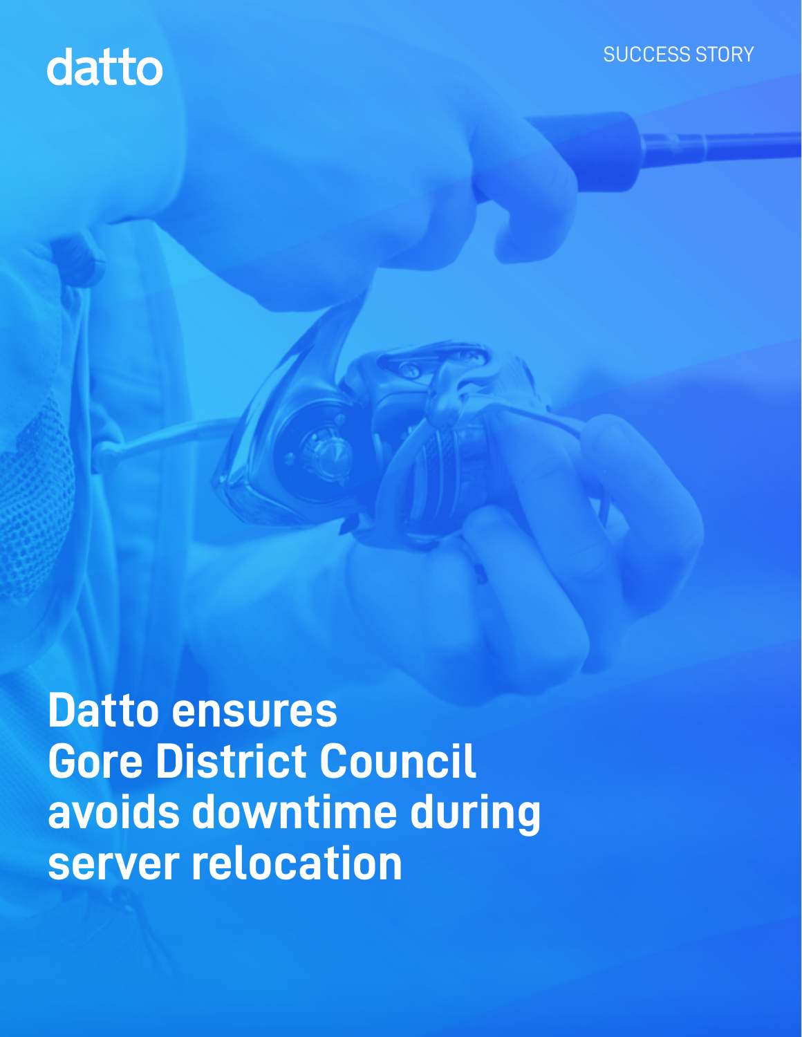datto

SUCCESS STORY

# Datto ensures Gore District Council avoids downtime during server relocation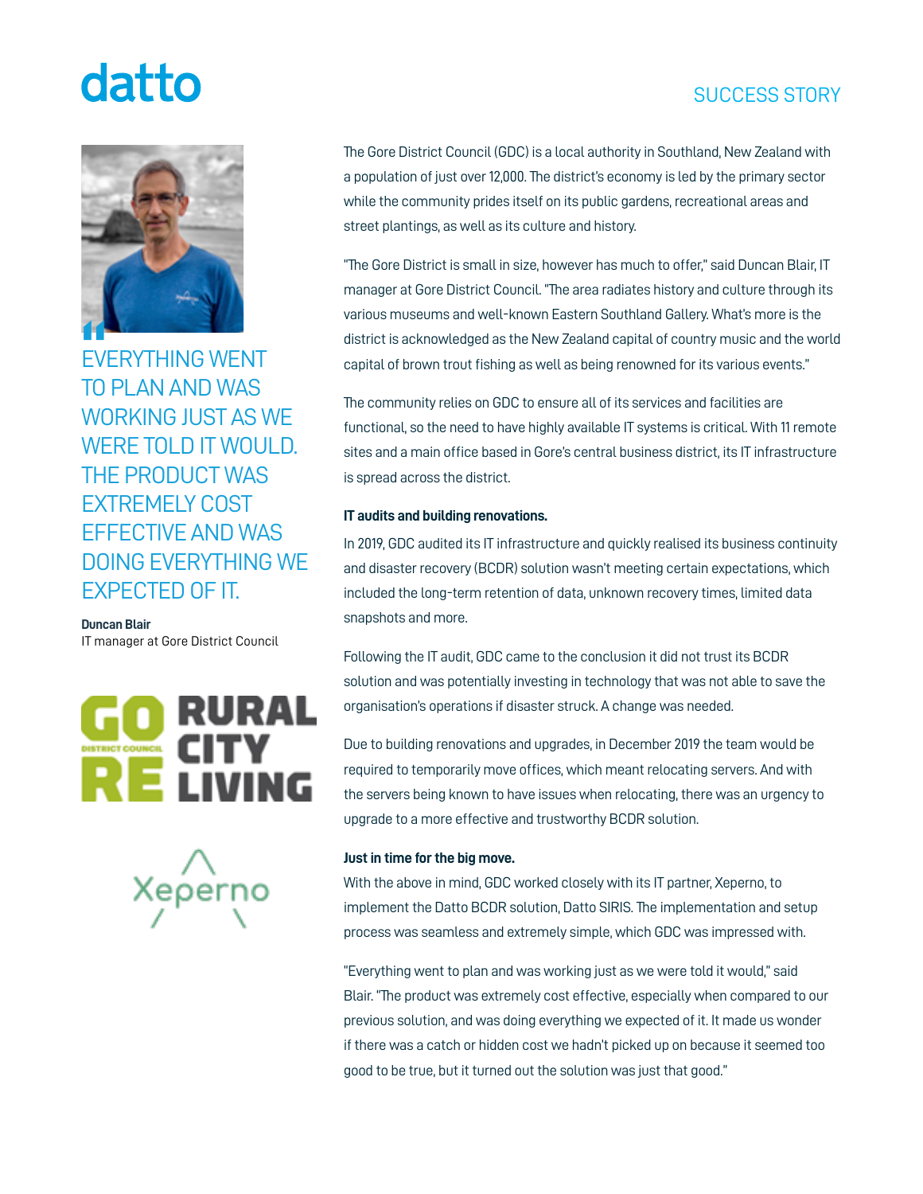SUCCESS STORY

> EVERYTHING WENT TO PLAN AND WAS WORKING JUST AS WE WERE TOLD IT WOULD. THE PRODUCT WAS EXTREMELY COST EFFECTIVE AND WAS DOING EVERYTHING WE EXPECTED OF IT.

**Duncan Blair**
IT manager at Gore District Council

The Gore District Council (GDC) is a local authority in Southland, New Zealand with a population of just over 12,000. The district's economy is led by the primary sector while the community prides itself on its public gardens, recreational areas and street plantings, as well as its culture and history.

"The Gore District is small in size, however has much to offer," said Duncan Blair, IT manager at Gore District Council. "The area radiates history and culture through its various museums and well-known Eastern Southland Gallery. What's more is the district is acknowledged as the New Zealand capital of country music and the world capital of brown trout fishing as well as being renowned for its various events."

The community relies on GDC to ensure all of its services and facilities are functional, so the need to have highly available IT systems is critical. With 11 remote sites and a main office based in Gore's central business district, its IT infrastructure is spread across the district.

**IT audits and building renovations.**

In 2019, GDC audited its IT infrastructure and quickly realised its business continuity and disaster recovery (BCDR) solution wasn't meeting certain expectations, which included the long-term retention of data, unknown recovery times, limited data snapshots and more.

Following the IT audit, GDC came to the conclusion it did not trust its BCDR solution and was potentially investing in technology that was not able to save the organisation's operations if disaster struck. A change was needed.

Due to building renovations and upgrades, in December 2019 the team would be required to temporarily move offices, which meant relocating servers. And with the servers being known to have issues when relocating, there was an urgency to upgrade to a more effective and trustworthy BCDR solution.

**Just in time for the big move.**

With the above in mind, GDC worked closely with its IT partner, Xeperno, to implement the Datto BCDR solution, Datto SIRIS. The implementation and setup process was seamless and extremely simple, which GDC was impressed with.

"Everything went to plan and was working just as we were told it would," said Blair. "The product was extremely cost effective, especially when compared to our previous solution, and was doing everything we expected of it. It made us wonder if there was a catch or hidden cost we hadn't picked up on because it seemed too good to be true, but it turned out the solution was just that good."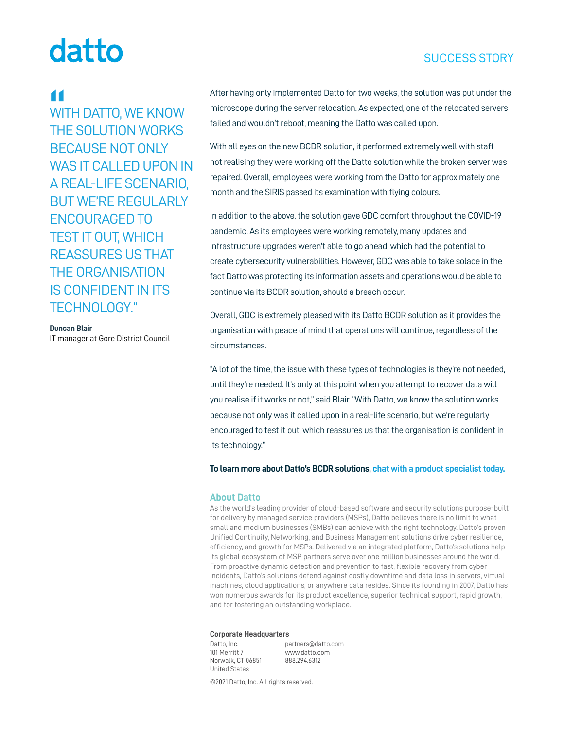datto

SUCCESS STORY

> "WITH DATTO, WE KNOW THE SOLUTION WORKS BECAUSE NOT ONLY WAS IT CALLED UPON IN A REAL-LIFE SCENARIO, BUT WE'RE REGULARLY ENCOURAGED TO TEST IT OUT, WHICH REASSURES US THAT THE ORGANISATION IS CONFIDENT IN ITS TECHNOLOGY."
>
> **Duncan Blair**
> IT manager at Gore District Council

After having only implemented Datto for two weeks, the solution was put under the microscope during the server relocation. As expected, one of the relocated servers failed and wouldn't reboot, meaning the Datto was called upon.

With all eyes on the new BCDR solution, it performed extremely well with staff not realising they were working off the Datto solution while the broken server was repaired. Overall, employees were working from the Datto for approximately one month and the SIRIS passed its examination with flying colours.

In addition to the above, the solution gave GDC comfort throughout the COVID-19 pandemic. As its employees were working remotely, many updates and infrastructure upgrades weren't able to go ahead, which had the potential to create cybersecurity vulnerabilities. However, GDC was able to take solace in the fact Datto was protecting its information assets and operations would be able to continue via its BCDR solution, should a breach occur.

Overall, GDC is extremely pleased with its Datto BCDR solution as it provides the organisation with peace of mind that operations will continue, regardless of the circumstances.

"A lot of the time, the issue with these types of technologies is they're not needed, until they're needed. It's only at this point when you attempt to recover data will you realise if it works or not," said Blair. "With Datto, we know the solution works because not only was it called upon in a real-life scenario, but we're regularly encouraged to test it out, which reassures us that the organisation is confident in its technology."

**To learn more about Datto's BCDR solutions, chat with a product specialist today.**

## About Datto

As the world's leading provider of cloud-based software and security solutions purpose-built for delivery by managed service providers (MSPs), Datto believes there is no limit to what small and medium businesses (SMBs) can achieve with the right technology. Datto's proven Unified Continuity, Networking, and Business Management solutions drive cyber resilience, efficiency, and growth for MSPs. Delivered via an integrated platform, Datto's solutions help its global ecosystem of MSP partners serve over one million businesses around the world. From proactive dynamic detection and prevention to fast, flexible recovery from cyber incidents, Datto's solutions defend against costly downtime and data loss in servers, virtual machines, cloud applications, or anywhere data resides. Since its founding in 2007, Datto has won numerous awards for its product excellence, superior technical support, rapid growth, and for fostering an outstanding workplace.

**Corporate Headquarters**

Datto, Inc.
101 Merritt 7
Norwalk, CT 06851
United States

partners@datto.com
www.datto.com
888.294.6312

©2021 Datto, Inc. All rights reserved.